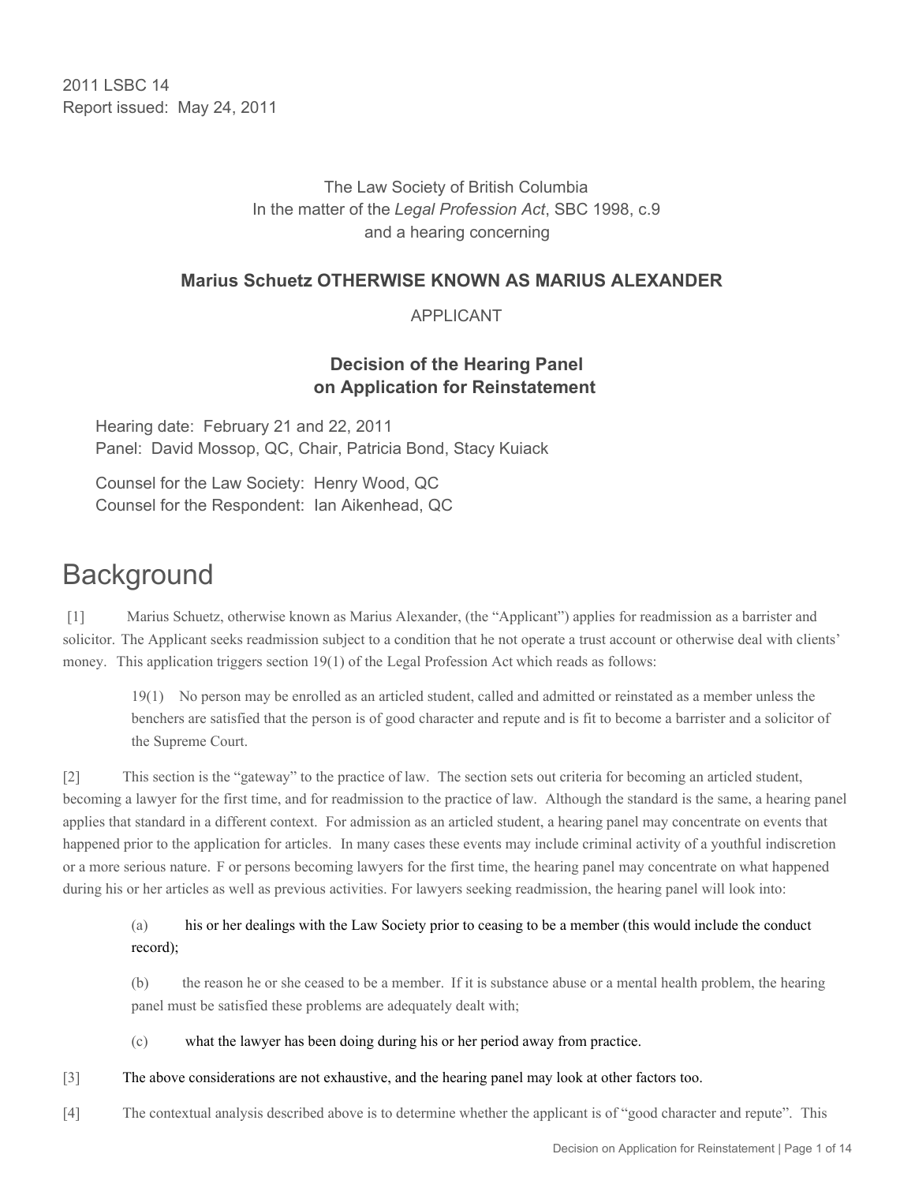2011 LSBC 14
Report issued: May 24, 2011

The Law Society of British Columbia
In the matter of the *Legal Profession Act*, SBC 1998, c.9
and a hearing concerning

**Marius Schuetz OTHERWISE KNOWN AS MARIUS ALEXANDER**

APPLICANT

**Decision of the Hearing Panel on Application for Reinstatement**

Hearing date: February 21 and 22, 2011
Panel: David Mossop, QC, Chair, Patricia Bond, Stacy Kuiack

Counsel for the Law Society: Henry Wood, QC
Counsel for the Respondent: Ian Aikenhead, QC

# Background

[1] Marius Schuetz, otherwise known as Marius Alexander, (the "Applicant") applies for readmission as a barrister and solicitor. The Applicant seeks readmission subject to a condition that he not operate a trust account or otherwise deal with clients' money. This application triggers section 19(1) of the Legal Profession Act which reads as follows:

> 19(1) No person may be enrolled as an articled student, called and admitted or reinstated as a member unless the benchers are satisfied that the person is of good character and repute and is fit to become a barrister and a solicitor of the Supreme Court.

[2] This section is the "gateway" to the practice of law. The section sets out criteria for becoming an articled student, becoming a lawyer for the first time, and for readmission to the practice of law. Although the standard is the same, a hearing panel applies that standard in a different context. For admission as an articled student, a hearing panel may concentrate on events that happened prior to the application for articles. In many cases these events may include criminal activity of a youthful indiscretion or a more serious nature. F or persons becoming lawyers for the first time, the hearing panel may concentrate on what happened during his or her articles as well as previous activities. For lawyers seeking readmission, the hearing panel will look into:

> (a) his or her dealings with the Law Society prior to ceasing to be a member (this would include the conduct record);
>
> (b) the reason he or she ceased to be a member. If it is substance abuse or a mental health problem, the hearing panel must be satisfied these problems are adequately dealt with;
>
> (c) what the lawyer has been doing during his or her period away from practice.

[3] The above considerations are not exhaustive, and the hearing panel may look at other factors too.

[4] The contextual analysis described above is to determine whether the applicant is of "good character and repute". This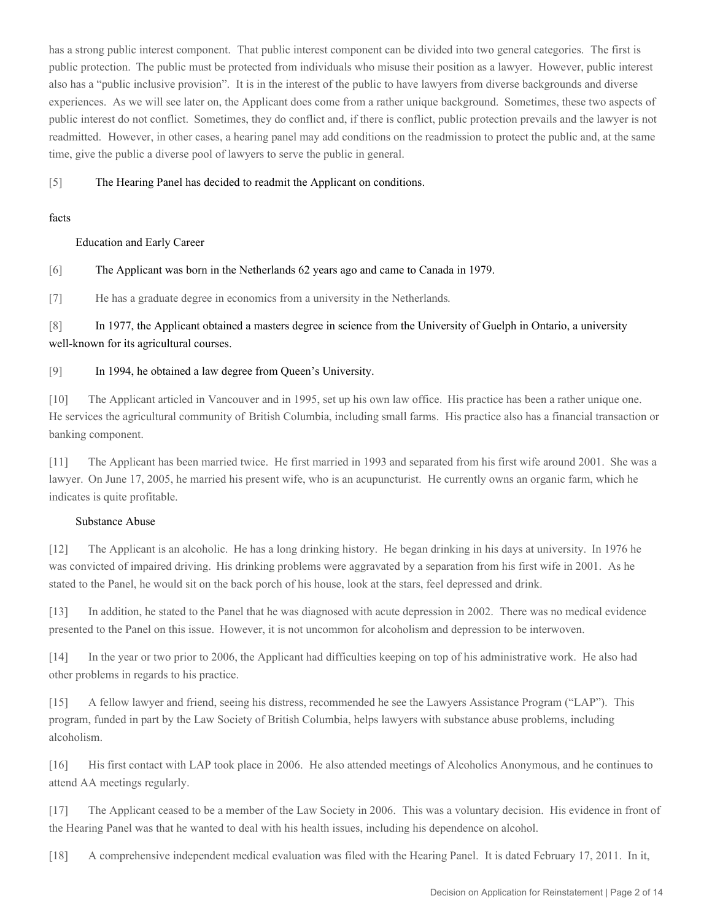has a strong public interest component. That public interest component can be divided into two general categories. The first is public protection. The public must be protected from individuals who misuse their position as a lawyer. However, public interest also has a "public inclusive provision". It is in the interest of the public to have lawyers from diverse backgrounds and diverse experiences. As we will see later on, the Applicant does come from a rather unique background. Sometimes, these two aspects of public interest do not conflict. Sometimes, they do conflict and, if there is conflict, public protection prevails and the lawyer is not readmitted. However, in other cases, a hearing panel may add conditions on the readmission to protect the public and, at the same time, give the public a diverse pool of lawyers to serve the public in general.

[5] The Hearing Panel has decided to readmit the Applicant on conditions.

## facts

### Education and Early Career

[6] The Applicant was born in the Netherlands 62 years ago and came to Canada in 1979.

[7] He has a graduate degree in economics from a university in the Netherlands.

[8] In 1977, the Applicant obtained a masters degree in science from the University of Guelph in Ontario, a university well-known for its agricultural courses.

[9] In 1994, he obtained a law degree from Queen's University.

[10] The Applicant articled in Vancouver and in 1995, set up his own law office. His practice has been a rather unique one. He services the agricultural community of British Columbia, including small farms. His practice also has a financial transaction or banking component.

[11] The Applicant has been married twice. He first married in 1993 and separated from his first wife around 2001. She was a lawyer. On June 17, 2005, he married his present wife, who is an acupuncturist. He currently owns an organic farm, which he indicates is quite profitable.

### Substance Abuse

[12] The Applicant is an alcoholic. He has a long drinking history. He began drinking in his days at university. In 1976 he was convicted of impaired driving. His drinking problems were aggravated by a separation from his first wife in 2001. As he stated to the Panel, he would sit on the back porch of his house, look at the stars, feel depressed and drink.

[13] In addition, he stated to the Panel that he was diagnosed with acute depression in 2002. There was no medical evidence presented to the Panel on this issue. However, it is not uncommon for alcoholism and depression to be interwoven.

[14] In the year or two prior to 2006, the Applicant had difficulties keeping on top of his administrative work. He also had other problems in regards to his practice.

[15] A fellow lawyer and friend, seeing his distress, recommended he see the Lawyers Assistance Program ("LAP"). This program, funded in part by the Law Society of British Columbia, helps lawyers with substance abuse problems, including alcoholism.

[16] His first contact with LAP took place in 2006. He also attended meetings of Alcoholics Anonymous, and he continues to attend AA meetings regularly.

[17] The Applicant ceased to be a member of the Law Society in 2006. This was a voluntary decision. His evidence in front of the Hearing Panel was that he wanted to deal with his health issues, including his dependence on alcohol.

[18] A comprehensive independent medical evaluation was filed with the Hearing Panel. It is dated February 17, 2011. In it,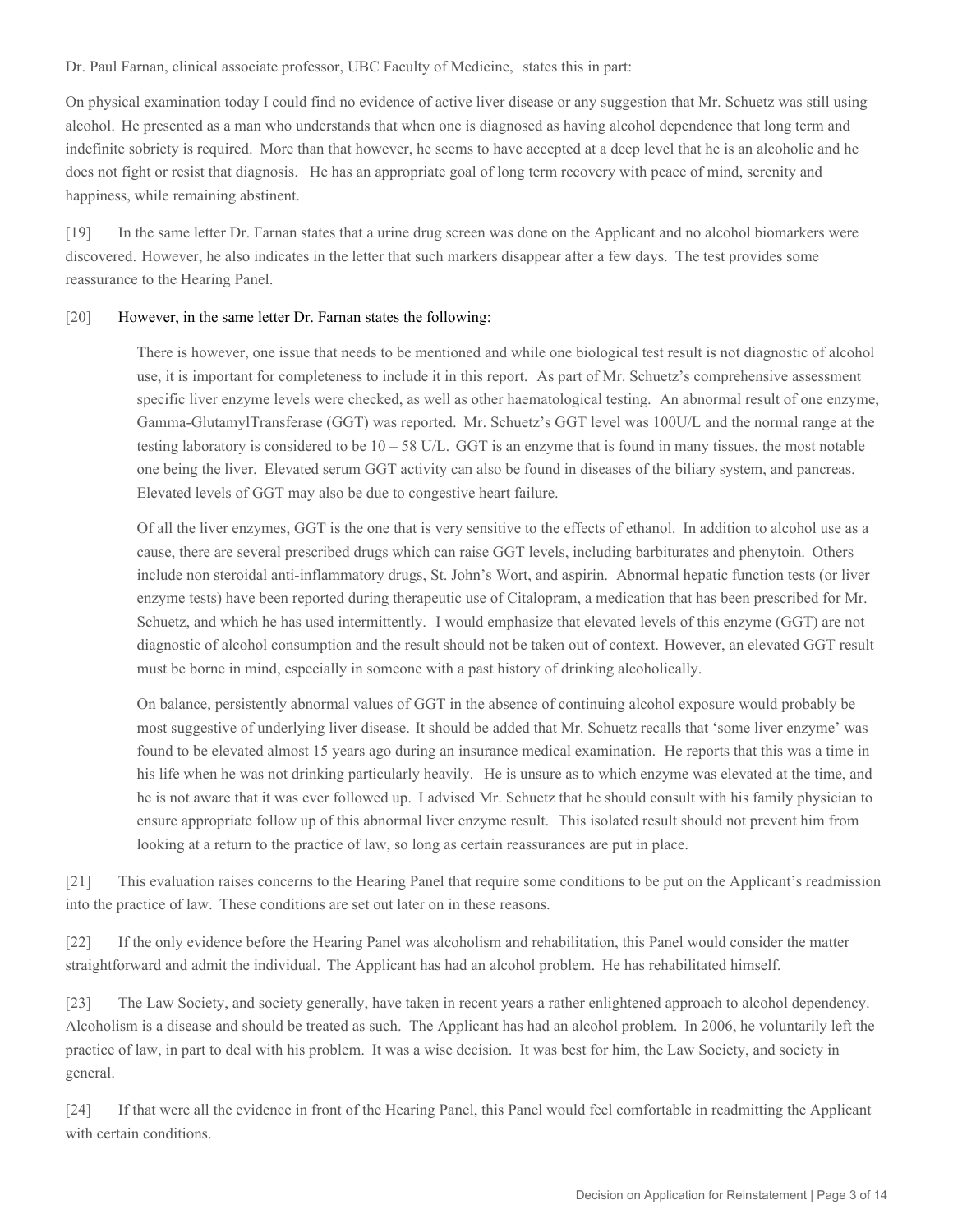Dr. Paul Farnan, clinical associate professor, UBC Faculty of Medicine, states this in part:

On physical examination today I could find no evidence of active liver disease or any suggestion that Mr. Schuetz was still using alcohol. He presented as a man who understands that when one is diagnosed as having alcohol dependence that long term and indefinite sobriety is required. More than that however, he seems to have accepted at a deep level that he is an alcoholic and he does not fight or resist that diagnosis. He has an appropriate goal of long term recovery with peace of mind, serenity and happiness, while remaining abstinent.

[19] In the same letter Dr. Farnan states that a urine drug screen was done on the Applicant and no alcohol biomarkers were discovered. However, he also indicates in the letter that such markers disappear after a few days. The test provides some reassurance to the Hearing Panel.

[20] However, in the same letter Dr. Farnan states the following:

> There is however, one issue that needs to be mentioned and while one biological test result is not diagnostic of alcohol use, it is important for completeness to include it in this report. As part of Mr. Schuetz's comprehensive assessment specific liver enzyme levels were checked, as well as other haematological testing. An abnormal result of one enzyme, Gamma-GlutamylTransferase (GGT) was reported. Mr. Schuetz's GGT level was 100U/L and the normal range at the testing laboratory is considered to be 10 – 58 U/L. GGT is an enzyme that is found in many tissues, the most notable one being the liver. Elevated serum GGT activity can also be found in diseases of the biliary system, and pancreas. Elevated levels of GGT may also be due to congestive heart failure.
>
> Of all the liver enzymes, GGT is the one that is very sensitive to the effects of ethanol. In addition to alcohol use as a cause, there are several prescribed drugs which can raise GGT levels, including barbiturates and phenytoin. Others include non steroidal anti-inflammatory drugs, St. John's Wort, and aspirin. Abnormal hepatic function tests (or liver enzyme tests) have been reported during therapeutic use of Citalopram, a medication that has been prescribed for Mr. Schuetz, and which he has used intermittently. I would emphasize that elevated levels of this enzyme (GGT) are not diagnostic of alcohol consumption and the result should not be taken out of context. However, an elevated GGT result must be borne in mind, especially in someone with a past history of drinking alcoholically.
>
> On balance, persistently abnormal values of GGT in the absence of continuing alcohol exposure would probably be most suggestive of underlying liver disease. It should be added that Mr. Schuetz recalls that 'some liver enzyme' was found to be elevated almost 15 years ago during an insurance medical examination. He reports that this was a time in his life when he was not drinking particularly heavily. He is unsure as to which enzyme was elevated at the time, and he is not aware that it was ever followed up. I advised Mr. Schuetz that he should consult with his family physician to ensure appropriate follow up of this abnormal liver enzyme result. This isolated result should not prevent him from looking at a return to the practice of law, so long as certain reassurances are put in place.

[21] This evaluation raises concerns to the Hearing Panel that require some conditions to be put on the Applicant's readmission into the practice of law. These conditions are set out later on in these reasons.

[22] If the only evidence before the Hearing Panel was alcoholism and rehabilitation, this Panel would consider the matter straightforward and admit the individual. The Applicant has had an alcohol problem. He has rehabilitated himself.

[23] The Law Society, and society generally, have taken in recent years a rather enlightened approach to alcohol dependency. Alcoholism is a disease and should be treated as such. The Applicant has had an alcohol problem. In 2006, he voluntarily left the practice of law, in part to deal with his problem. It was a wise decision. It was best for him, the Law Society, and society in general.

[24] If that were all the evidence in front of the Hearing Panel, this Panel would feel comfortable in readmitting the Applicant with certain conditions.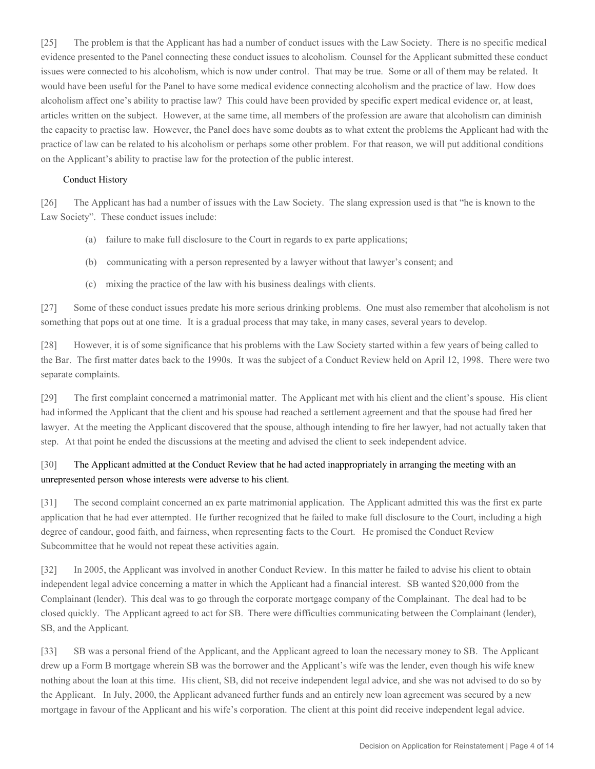[25] The problem is that the Applicant has had a number of conduct issues with the Law Society. There is no specific medical evidence presented to the Panel connecting these conduct issues to alcoholism. Counsel for the Applicant submitted these conduct issues were connected to his alcoholism, which is now under control. That may be true. Some or all of them may be related. It would have been useful for the Panel to have some medical evidence connecting alcoholism and the practice of law. How does alcoholism affect one's ability to practise law? This could have been provided by specific expert medical evidence or, at least, articles written on the subject. However, at the same time, all members of the profession are aware that alcoholism can diminish the capacity to practise law. However, the Panel does have some doubts as to what extent the problems the Applicant had with the practice of law can be related to his alcoholism or perhaps some other problem. For that reason, we will put additional conditions on the Applicant's ability to practise law for the protection of the public interest.

## Conduct History

[26] The Applicant has had a number of issues with the Law Society. The slang expression used is that "he is known to the Law Society". These conduct issues include:

(a) failure to make full disclosure to the Court in regards to ex parte applications;

(b) communicating with a person represented by a lawyer without that lawyer's consent; and

(c) mixing the practice of the law with his business dealings with clients.

[27] Some of these conduct issues predate his more serious drinking problems. One must also remember that alcoholism is not something that pops out at one time. It is a gradual process that may take, in many cases, several years to develop.

[28] However, it is of some significance that his problems with the Law Society started within a few years of being called to the Bar. The first matter dates back to the 1990s. It was the subject of a Conduct Review held on April 12, 1998. There were two separate complaints.

[29] The first complaint concerned a matrimonial matter. The Applicant met with his client and the client's spouse. His client had informed the Applicant that the client and his spouse had reached a settlement agreement and that the spouse had fired her lawyer. At the meeting the Applicant discovered that the spouse, although intending to fire her lawyer, had not actually taken that step. At that point he ended the discussions at the meeting and advised the client to seek independent advice.

[30] The Applicant admitted at the Conduct Review that he had acted inappropriately in arranging the meeting with an unrepresented person whose interests were adverse to his client.

[31] The second complaint concerned an ex parte matrimonial application. The Applicant admitted this was the first ex parte application that he had ever attempted. He further recognized that he failed to make full disclosure to the Court, including a high degree of candour, good faith, and fairness, when representing facts to the Court. He promised the Conduct Review Subcommittee that he would not repeat these activities again.

[32] In 2005, the Applicant was involved in another Conduct Review. In this matter he failed to advise his client to obtain independent legal advice concerning a matter in which the Applicant had a financial interest. SB wanted $20,000 from the Complainant (lender). This deal was to go through the corporate mortgage company of the Complainant. The deal had to be closed quickly. The Applicant agreed to act for SB. There were difficulties communicating between the Complainant (lender), SB, and the Applicant.

[33] SB was a personal friend of the Applicant, and the Applicant agreed to loan the necessary money to SB. The Applicant drew up a Form B mortgage wherein SB was the borrower and the Applicant's wife was the lender, even though his wife knew nothing about the loan at this time. His client, SB, did not receive independent legal advice, and she was not advised to do so by the Applicant. In July, 2000, the Applicant advanced further funds and an entirely new loan agreement was secured by a new mortgage in favour of the Applicant and his wife's corporation. The client at this point did receive independent legal advice.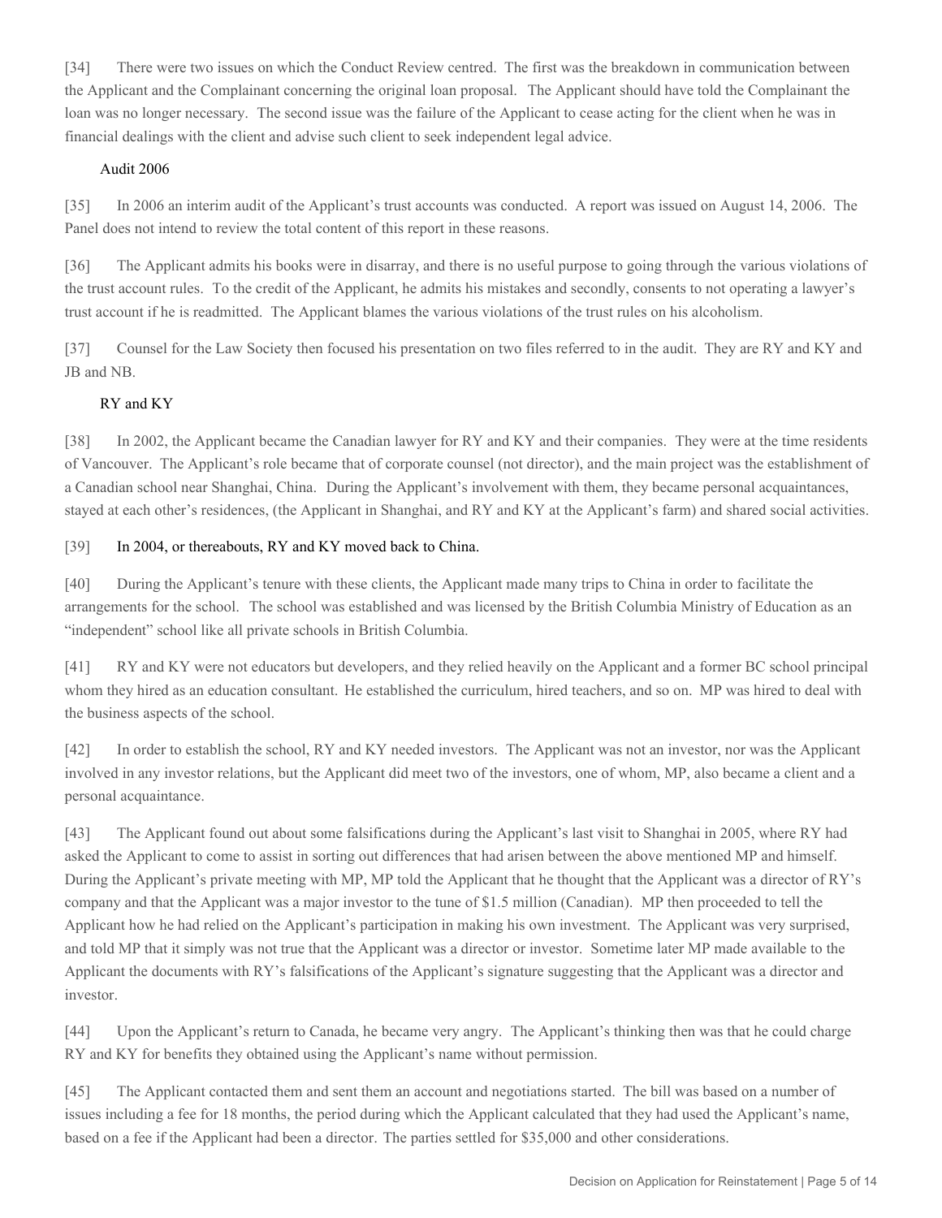[34] There were two issues on which the Conduct Review centred. The first was the breakdown in communication between the Applicant and the Complainant concerning the original loan proposal. The Applicant should have told the Complainant the loan was no longer necessary. The second issue was the failure of the Applicant to cease acting for the client when he was in financial dealings with the client and advise such client to seek independent legal advice.

### Audit 2006

[35] In 2006 an interim audit of the Applicant's trust accounts was conducted. A report was issued on August 14, 2006. The Panel does not intend to review the total content of this report in these reasons.

[36] The Applicant admits his books were in disarray, and there is no useful purpose to going through the various violations of the trust account rules. To the credit of the Applicant, he admits his mistakes and secondly, consents to not operating a lawyer's trust account if he is readmitted. The Applicant blames the various violations of the trust rules on his alcoholism.

[37] Counsel for the Law Society then focused his presentation on two files referred to in the audit. They are RY and KY and JB and NB.

### RY and KY

[38] In 2002, the Applicant became the Canadian lawyer for RY and KY and their companies. They were at the time residents of Vancouver. The Applicant's role became that of corporate counsel (not director), and the main project was the establishment of a Canadian school near Shanghai, China. During the Applicant's involvement with them, they became personal acquaintances, stayed at each other's residences, (the Applicant in Shanghai, and RY and KY at the Applicant's farm) and shared social activities.

[39] In 2004, or thereabouts, RY and KY moved back to China.

[40] During the Applicant's tenure with these clients, the Applicant made many trips to China in order to facilitate the arrangements for the school. The school was established and was licensed by the British Columbia Ministry of Education as an "independent" school like all private schools in British Columbia.

[41] RY and KY were not educators but developers, and they relied heavily on the Applicant and a former BC school principal whom they hired as an education consultant. He established the curriculum, hired teachers, and so on. MP was hired to deal with the business aspects of the school.

[42] In order to establish the school, RY and KY needed investors. The Applicant was not an investor, nor was the Applicant involved in any investor relations, but the Applicant did meet two of the investors, one of whom, MP, also became a client and a personal acquaintance.

[43] The Applicant found out about some falsifications during the Applicant's last visit to Shanghai in 2005, where RY had asked the Applicant to come to assist in sorting out differences that had arisen between the above mentioned MP and himself. During the Applicant's private meeting with MP, MP told the Applicant that he thought that the Applicant was a director of RY's company and that the Applicant was a major investor to the tune of $1.5 million (Canadian). MP then proceeded to tell the Applicant how he had relied on the Applicant's participation in making his own investment. The Applicant was very surprised, and told MP that it simply was not true that the Applicant was a director or investor. Sometime later MP made available to the Applicant the documents with RY's falsifications of the Applicant's signature suggesting that the Applicant was a director and investor.

[44] Upon the Applicant's return to Canada, he became very angry. The Applicant's thinking then was that he could charge RY and KY for benefits they obtained using the Applicant's name without permission.

[45] The Applicant contacted them and sent them an account and negotiations started. The bill was based on a number of issues including a fee for 18 months, the period during which the Applicant calculated that they had used the Applicant's name, based on a fee if the Applicant had been a director. The parties settled for $35,000 and other considerations.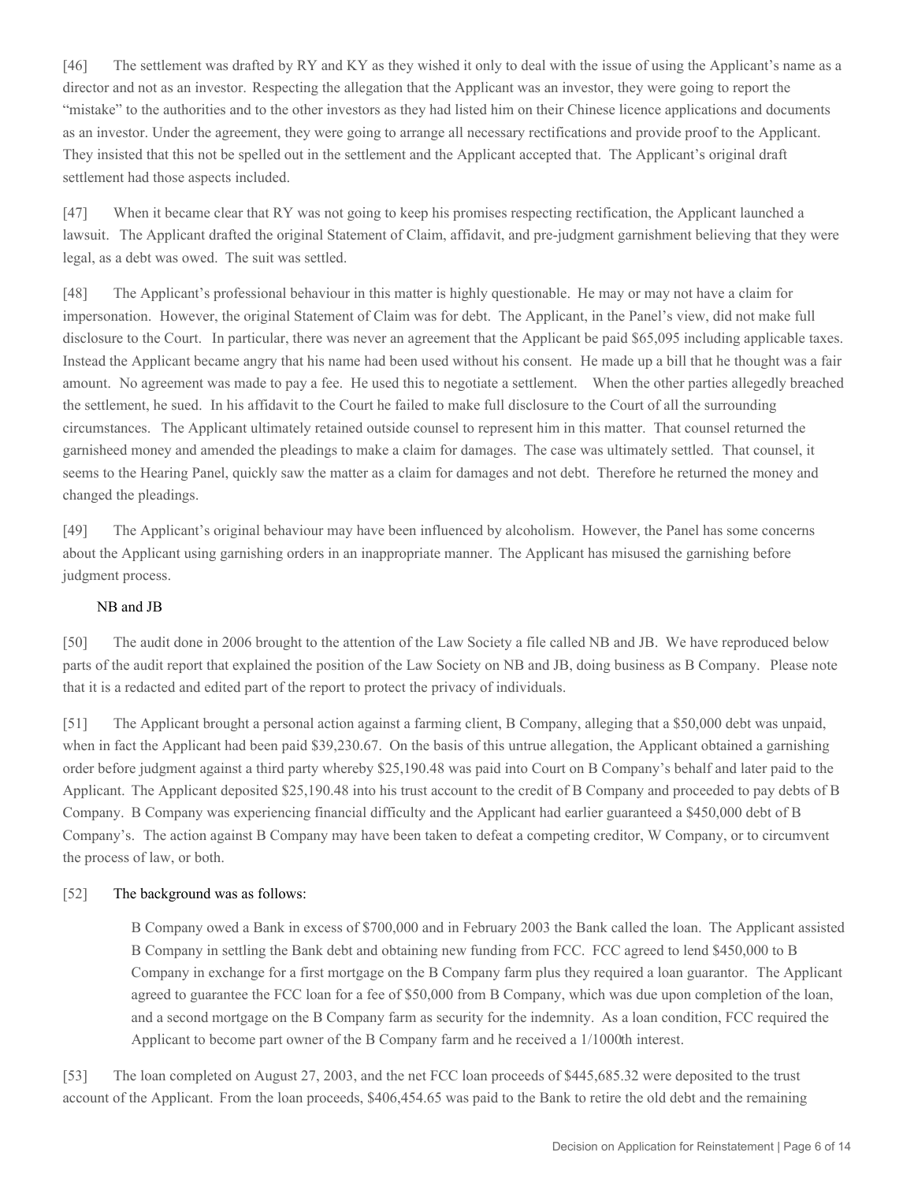[46] The settlement was drafted by RY and KY as they wished it only to deal with the issue of using the Applicant's name as a director and not as an investor. Respecting the allegation that the Applicant was an investor, they were going to report the "mistake" to the authorities and to the other investors as they had listed him on their Chinese licence applications and documents as an investor. Under the agreement, they were going to arrange all necessary rectifications and provide proof to the Applicant. They insisted that this not be spelled out in the settlement and the Applicant accepted that. The Applicant's original draft settlement had those aspects included.

[47] When it became clear that RY was not going to keep his promises respecting rectification, the Applicant launched a lawsuit. The Applicant drafted the original Statement of Claim, affidavit, and pre-judgment garnishment believing that they were legal, as a debt was owed. The suit was settled.

[48] The Applicant's professional behaviour in this matter is highly questionable. He may or may not have a claim for impersonation. However, the original Statement of Claim was for debt. The Applicant, in the Panel's view, did not make full disclosure to the Court. In particular, there was never an agreement that the Applicant be paid $65,095 including applicable taxes. Instead the Applicant became angry that his name had been used without his consent. He made up a bill that he thought was a fair amount. No agreement was made to pay a fee. He used this to negotiate a settlement. When the other parties allegedly breached the settlement, he sued. In his affidavit to the Court he failed to make full disclosure to the Court of all the surrounding circumstances. The Applicant ultimately retained outside counsel to represent him in this matter. That counsel returned the garnisheed money and amended the pleadings to make a claim for damages. The case was ultimately settled. That counsel, it seems to the Hearing Panel, quickly saw the matter as a claim for damages and not debt. Therefore he returned the money and changed the pleadings.

[49] The Applicant's original behaviour may have been influenced by alcoholism. However, the Panel has some concerns about the Applicant using garnishing orders in an inappropriate manner. The Applicant has misused the garnishing before judgment process.

### NB and JB

[50] The audit done in 2006 brought to the attention of the Law Society a file called NB and JB. We have reproduced below parts of the audit report that explained the position of the Law Society on NB and JB, doing business as B Company. Please note that it is a redacted and edited part of the report to protect the privacy of individuals.

[51] The Applicant brought a personal action against a farming client, B Company, alleging that a $50,000 debt was unpaid, when in fact the Applicant had been paid $39,230.67. On the basis of this untrue allegation, the Applicant obtained a garnishing order before judgment against a third party whereby $25,190.48 was paid into Court on B Company's behalf and later paid to the Applicant. The Applicant deposited $25,190.48 into his trust account to the credit of B Company and proceeded to pay debts of B Company. B Company was experiencing financial difficulty and the Applicant had earlier guaranteed a $450,000 debt of B Company's. The action against B Company may have been taken to defeat a competing creditor, W Company, or to circumvent the process of law, or both.

[52] The background was as follows:

> B Company owed a Bank in excess of $700,000 and in February 2003 the Bank called the loan. The Applicant assisted B Company in settling the Bank debt and obtaining new funding from FCC. FCC agreed to lend $450,000 to B Company in exchange for a first mortgage on the B Company farm plus they required a loan guarantor. The Applicant agreed to guarantee the FCC loan for a fee of $50,000 from B Company, which was due upon completion of the loan, and a second mortgage on the B Company farm as security for the indemnity. As a loan condition, FCC required the Applicant to become part owner of the B Company farm and he received a 1/1000th interest.

[53] The loan completed on August 27, 2003, and the net FCC loan proceeds of $445,685.32 were deposited to the trust account of the Applicant. From the loan proceeds, $406,454.65 was paid to the Bank to retire the old debt and the remaining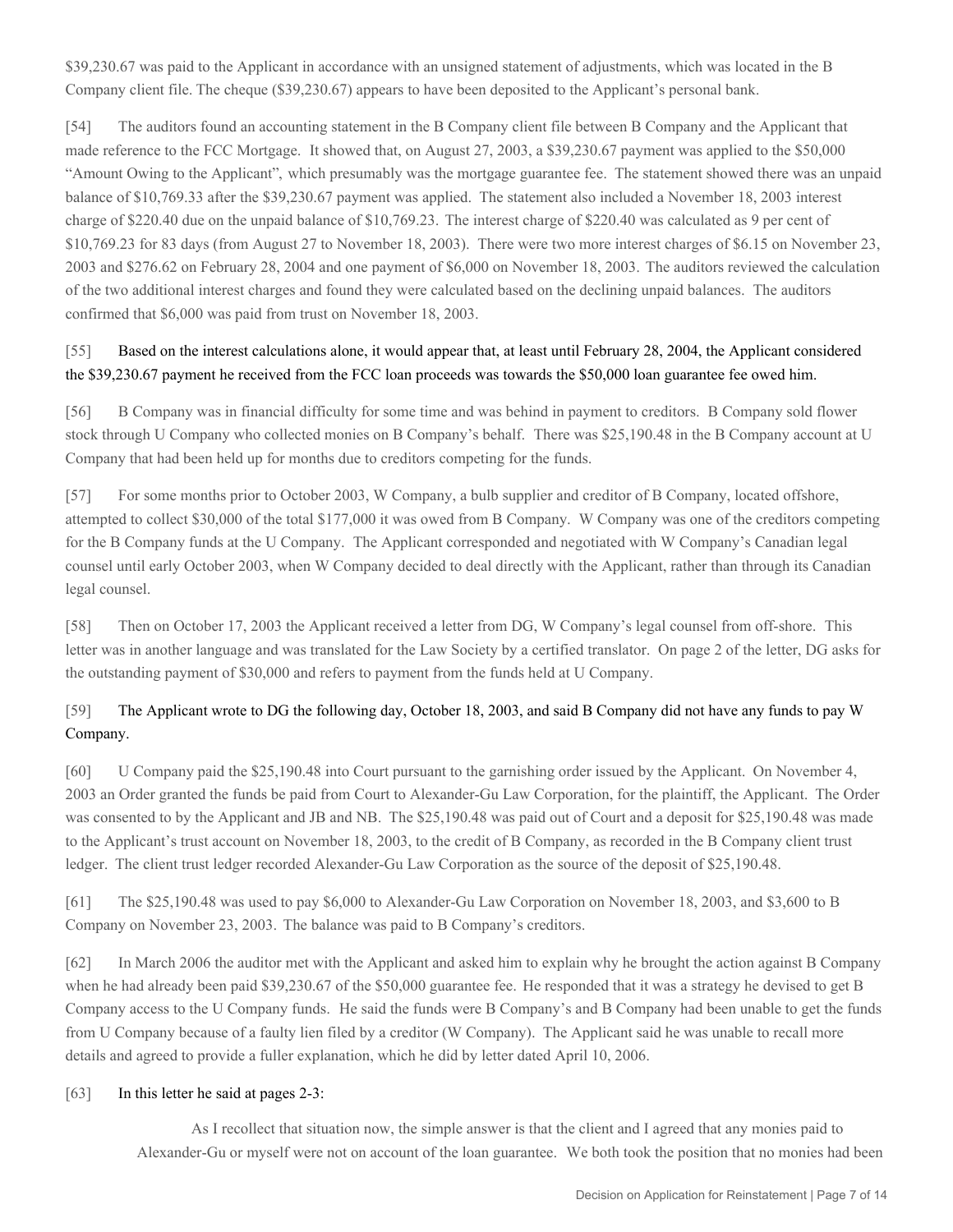$39,230.67 was paid to the Applicant in accordance with an unsigned statement of adjustments, which was located in the B Company client file. The cheque ($39,230.67) appears to have been deposited to the Applicant's personal bank.

[54] The auditors found an accounting statement in the B Company client file between B Company and the Applicant that made reference to the FCC Mortgage. It showed that, on August 27, 2003, a $39,230.67 payment was applied to the $50,000 "Amount Owing to the Applicant", which presumably was the mortgage guarantee fee. The statement showed there was an unpaid balance of $10,769.33 after the $39,230.67 payment was applied. The statement also included a November 18, 2003 interest charge of $220.40 due on the unpaid balance of $10,769.23. The interest charge of $220.40 was calculated as 9 per cent of $10,769.23 for 83 days (from August 27 to November 18, 2003). There were two more interest charges of $6.15 on November 23, 2003 and $276.62 on February 28, 2004 and one payment of $6,000 on November 18, 2003. The auditors reviewed the calculation of the two additional interest charges and found they were calculated based on the declining unpaid balances. The auditors confirmed that $6,000 was paid from trust on November 18, 2003.

[55] Based on the interest calculations alone, it would appear that, at least until February 28, 2004, the Applicant considered the $39,230.67 payment he received from the FCC loan proceeds was towards the $50,000 loan guarantee fee owed him.

[56] B Company was in financial difficulty for some time and was behind in payment to creditors. B Company sold flower stock through U Company who collected monies on B Company's behalf. There was $25,190.48 in the B Company account at U Company that had been held up for months due to creditors competing for the funds.

[57] For some months prior to October 2003, W Company, a bulb supplier and creditor of B Company, located offshore, attempted to collect $30,000 of the total $177,000 it was owed from B Company. W Company was one of the creditors competing for the B Company funds at the U Company. The Applicant corresponded and negotiated with W Company's Canadian legal counsel until early October 2003, when W Company decided to deal directly with the Applicant, rather than through its Canadian legal counsel.

[58] Then on October 17, 2003 the Applicant received a letter from DG, W Company's legal counsel from off-shore. This letter was in another language and was translated for the Law Society by a certified translator. On page 2 of the letter, DG asks for the outstanding payment of $30,000 and refers to payment from the funds held at U Company.

[59] The Applicant wrote to DG the following day, October 18, 2003, and said B Company did not have any funds to pay W Company.

[60] U Company paid the $25,190.48 into Court pursuant to the garnishing order issued by the Applicant. On November 4, 2003 an Order granted the funds be paid from Court to Alexander-Gu Law Corporation, for the plaintiff, the Applicant. The Order was consented to by the Applicant and JB and NB. The $25,190.48 was paid out of Court and a deposit for $25,190.48 was made to the Applicant's trust account on November 18, 2003, to the credit of B Company, as recorded in the B Company client trust ledger. The client trust ledger recorded Alexander-Gu Law Corporation as the source of the deposit of $25,190.48.

[61] The $25,190.48 was used to pay $6,000 to Alexander-Gu Law Corporation on November 18, 2003, and $3,600 to B Company on November 23, 2003. The balance was paid to B Company's creditors.

[62] In March 2006 the auditor met with the Applicant and asked him to explain why he brought the action against B Company when he had already been paid $39,230.67 of the $50,000 guarantee fee. He responded that it was a strategy he devised to get B Company access to the U Company funds. He said the funds were B Company's and B Company had been unable to get the funds from U Company because of a faulty lien filed by a creditor (W Company). The Applicant said he was unable to recall more details and agreed to provide a fuller explanation, which he did by letter dated April 10, 2006.

[63] In this letter he said at pages 2-3:

> As I recollect that situation now, the simple answer is that the client and I agreed that any monies paid to Alexander-Gu or myself were not on account of the loan guarantee. We both took the position that no monies had been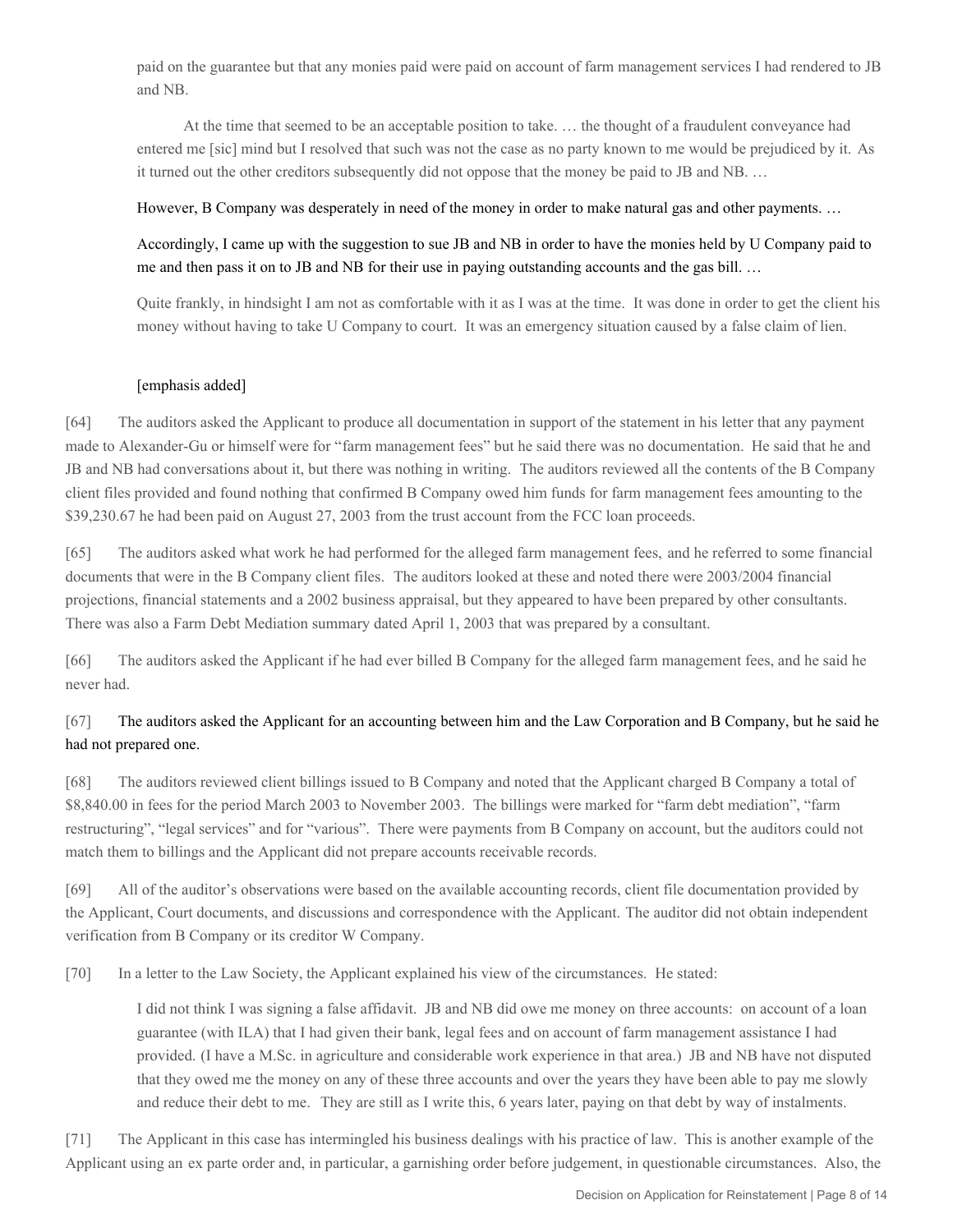paid on the guarantee but that any monies paid were paid on account of farm management services I had rendered to JB and NB.

> At the time that seemed to be an acceptable position to take. … the thought of a fraudulent conveyance had entered me [sic] mind but I resolved that such was not the case as no party known to me would be prejudiced by it. As it turned out the other creditors subsequently did not oppose that the money be paid to JB and NB. …
>
> However, B Company was desperately in need of the money in order to make natural gas and other payments. …
>
> Accordingly, I came up with the suggestion to sue JB and NB in order to have the monies held by U Company paid to me and then pass it on to JB and NB for their use in paying outstanding accounts and the gas bill. …
>
> Quite frankly, in hindsight I am not as comfortable with it as I was at the time. It was done in order to get the client his money without having to take U Company to court. It was an emergency situation caused by a false claim of lien.
>
> [emphasis added]

[64] The auditors asked the Applicant to produce all documentation in support of the statement in his letter that any payment made to Alexander-Gu or himself were for "farm management fees" but he said there was no documentation. He said that he and JB and NB had conversations about it, but there was nothing in writing. The auditors reviewed all the contents of the B Company client files provided and found nothing that confirmed B Company owed him funds for farm management fees amounting to the $39,230.67 he had been paid on August 27, 2003 from the trust account from the FCC loan proceeds.

[65] The auditors asked what work he had performed for the alleged farm management fees, and he referred to some financial documents that were in the B Company client files. The auditors looked at these and noted there were 2003/2004 financial projections, financial statements and a 2002 business appraisal, but they appeared to have been prepared by other consultants. There was also a Farm Debt Mediation summary dated April 1, 2003 that was prepared by a consultant.

[66] The auditors asked the Applicant if he had ever billed B Company for the alleged farm management fees, and he said he never had.

[67] The auditors asked the Applicant for an accounting between him and the Law Corporation and B Company, but he said he had not prepared one.

[68] The auditors reviewed client billings issued to B Company and noted that the Applicant charged B Company a total of $8,840.00 in fees for the period March 2003 to November 2003. The billings were marked for "farm debt mediation", "farm restructuring", "legal services" and for "various". There were payments from B Company on account, but the auditors could not match them to billings and the Applicant did not prepare accounts receivable records.

[69] All of the auditor's observations were based on the available accounting records, client file documentation provided by the Applicant, Court documents, and discussions and correspondence with the Applicant. The auditor did not obtain independent verification from B Company or its creditor W Company.

[70] In a letter to the Law Society, the Applicant explained his view of the circumstances. He stated:

> I did not think I was signing a false affidavit. JB and NB did owe me money on three accounts: on account of a loan guarantee (with ILA) that I had given their bank, legal fees and on account of farm management assistance I had provided. (I have a M.Sc. in agriculture and considerable work experience in that area.) JB and NB have not disputed that they owed me the money on any of these three accounts and over the years they have been able to pay me slowly and reduce their debt to me. They are still as I write this, 6 years later, paying on that debt by way of instalments.

[71] The Applicant in this case has intermingled his business dealings with his practice of law. This is another example of the Applicant using an ex parte order and, in particular, a garnishing order before judgement, in questionable circumstances. Also, the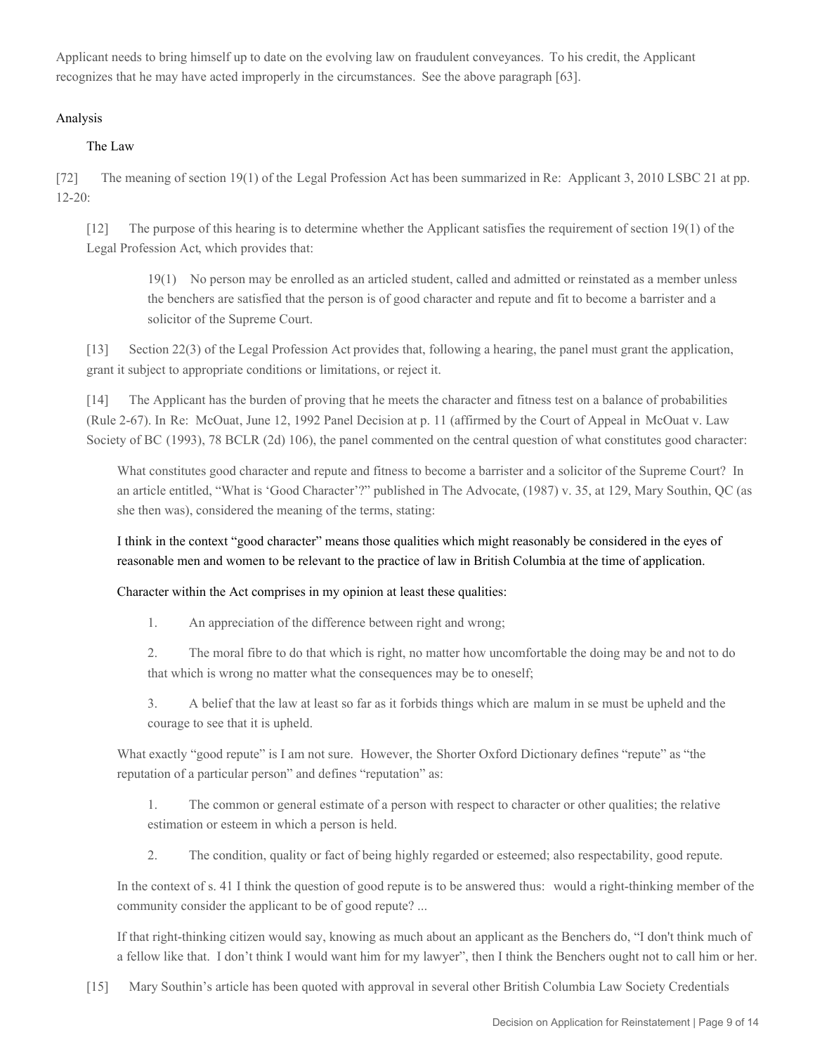Applicant needs to bring himself up to date on the evolving law on fraudulent conveyances. To his credit, the Applicant recognizes that he may have acted improperly in the circumstances. See the above paragraph [63].

## Analysis

### The Law

[72] The meaning of section 19(1) of the *Legal Profession Act* has been summarized in *Re: Applicant 3*, 2010 LSBC 21 at pp. 12-20:

> [12] The purpose of this hearing is to determine whether the Applicant satisfies the requirement of section 19(1) of the *Legal Profession Act*, which provides that:
>
> > 19(1) No person may be enrolled as an articled student, called and admitted or reinstated as a member unless the benchers are satisfied that the person is of good character and repute and fit to become a barrister and a solicitor of the Supreme Court.
>
> [13] Section 22(3) of the *Legal Profession Act* provides that, following a hearing, the panel must grant the application, grant it subject to appropriate conditions or limitations, or reject it.
>
> [14] The Applicant has the burden of proving that he meets the character and fitness test on a balance of probabilities (Rule 2-67). In *Re: McOuat*, June 12, 1992 Panel Decision at p. 11 (affirmed by the Court of Appeal in *McOuat v. Law Society of BC* (1993), 78 BCLR (2d) 106), the panel commented on the central question of what constitutes good character:
>
> > What constitutes good character and repute and fitness to become a barrister and a solicitor of the Supreme Court? In an article entitled, "What is 'Good Character'?" published in The Advocate, (1987) v. 35, at 129, Mary Southin, QC (as she then was), considered the meaning of the terms, stating:
> >
> > I think in the context "good character" means those qualities which might reasonably be considered in the eyes of reasonable men and women to be relevant to the practice of law in British Columbia at the time of application.
> >
> > Character within the Act comprises in my opinion at least these qualities:
> >
> > 1. An appreciation of the difference between right and wrong;
> > 2. The moral fibre to do that which is right, no matter how uncomfortable the doing may be and not to do that which is wrong no matter what the consequences may be to oneself;
> > 3. A belief that the law at least so far as it forbids things which are *malum in se* must be upheld and the courage to see that it is upheld.
> >
> > What exactly "good repute" is I am not sure. However, the Shorter Oxford Dictionary defines "repute" as "the reputation of a particular person" and defines "reputation" as:
> >
> > 1. The common or general estimate of a person with respect to character or other qualities; the relative estimation or esteem in which a person is held.
> > 2. The condition, quality or fact of being highly regarded or esteemed; also respectability, good repute.
> >
> > In the context of s. 41 I think the question of good repute is to be answered thus: would a right-thinking member of the community consider the applicant to be of good repute? ...
> >
> > If that right-thinking citizen would say, knowing as much about an applicant as the Benchers do, "I don't think much of a fellow like that. I don't think I would want him for my lawyer", then I think the Benchers ought not to call him or her.
>
> [15] Mary Southin's article has been quoted with approval in several other British Columbia Law Society Credentials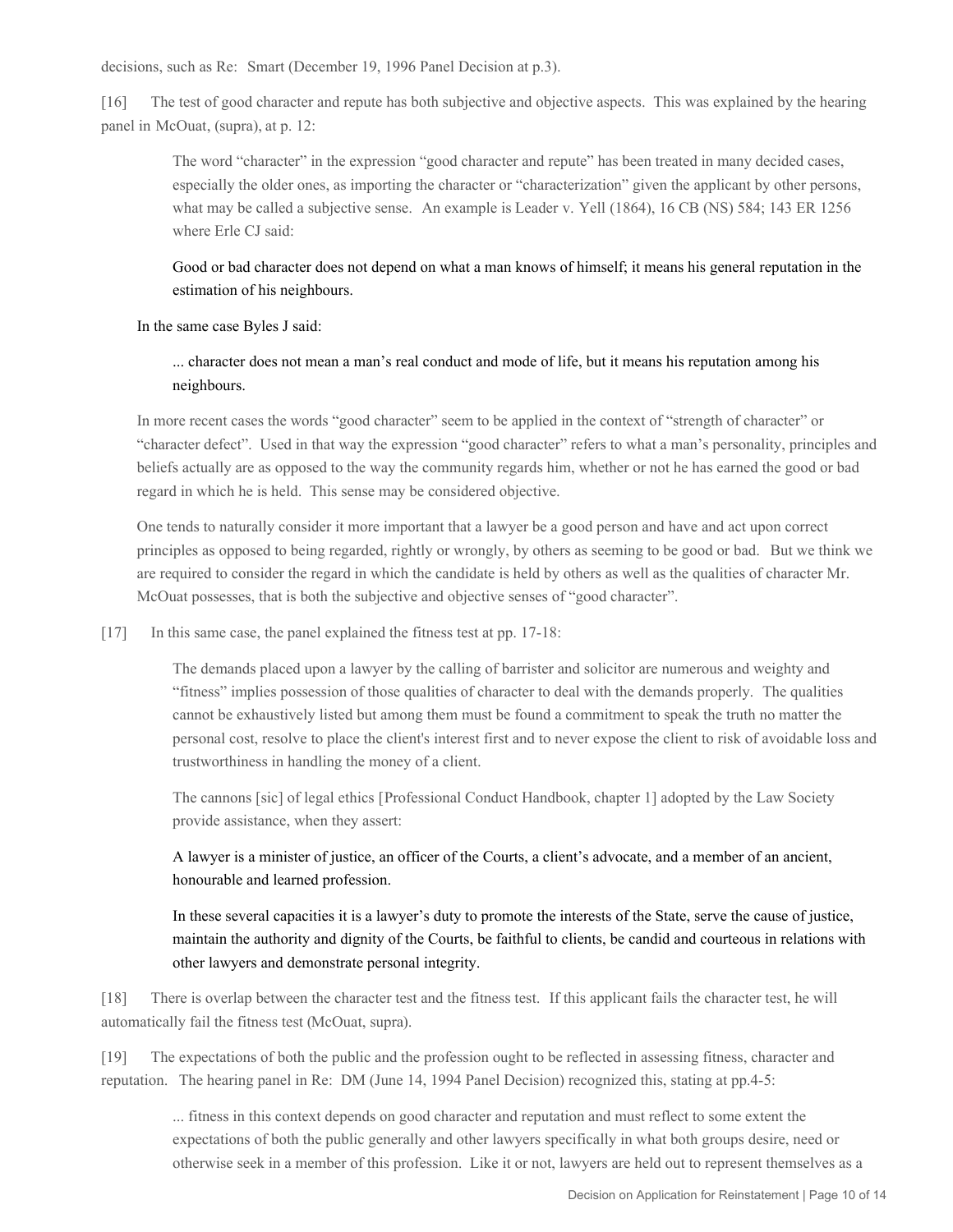decisions, such as Re: Smart (December 19, 1996 Panel Decision at p.3).

[16] The test of good character and repute has both subjective and objective aspects. This was explained by the hearing panel in McOuat, (supra), at p. 12:

> The word "character" in the expression "good character and repute" has been treated in many decided cases, especially the older ones, as importing the character or "characterization" given the applicant by other persons, what may be called a subjective sense. An example is Leader v. Yell (1864), 16 CB (NS) 584; 143 ER 1256 where Erle CJ said:
>
> > Good or bad character does not depend on what a man knows of himself; it means his general reputation in the estimation of his neighbours.
>
> In the same case Byles J said:
>
> > ... character does not mean a man's real conduct and mode of life, but it means his reputation among his neighbours.
>
> In more recent cases the words "good character" seem to be applied in the context of "strength of character" or "character defect". Used in that way the expression "good character" refers to what a man's personality, principles and beliefs actually are as opposed to the way the community regards him, whether or not he has earned the good or bad regard in which he is held. This sense may be considered objective.
>
> One tends to naturally consider it more important that a lawyer be a good person and have and act upon correct principles as opposed to being regarded, rightly or wrongly, by others as seeming to be good or bad. But we think we are required to consider the regard in which the candidate is held by others as well as the qualities of character Mr. McOuat possesses, that is both the subjective and objective senses of "good character".

[17] In this same case, the panel explained the fitness test at pp. 17-18:

> The demands placed upon a lawyer by the calling of barrister and solicitor are numerous and weighty and "fitness" implies possession of those qualities of character to deal with the demands properly. The qualities cannot be exhaustively listed but among them must be found a commitment to speak the truth no matter the personal cost, resolve to place the client's interest first and to never expose the client to risk of avoidable loss and trustworthiness in handling the money of a client.
>
> The cannons [sic] of legal ethics [Professional Conduct Handbook, chapter 1] adopted by the Law Society provide assistance, when they assert:
>
> > A lawyer is a minister of justice, an officer of the Courts, a client's advocate, and a member of an ancient, honourable and learned profession.
> >
> > In these several capacities it is a lawyer's duty to promote the interests of the State, serve the cause of justice, maintain the authority and dignity of the Courts, be faithful to clients, be candid and courteous in relations with other lawyers and demonstrate personal integrity.

[18] There is overlap between the character test and the fitness test. If this applicant fails the character test, he will automatically fail the fitness test (McOuat, supra).

[19] The expectations of both the public and the profession ought to be reflected in assessing fitness, character and reputation. The hearing panel in Re: DM (June 14, 1994 Panel Decision) recognized this, stating at pp.4-5:

> ... fitness in this context depends on good character and reputation and must reflect to some extent the expectations of both the public generally and other lawyers specifically in what both groups desire, need or otherwise seek in a member of this profession. Like it or not, lawyers are held out to represent themselves as a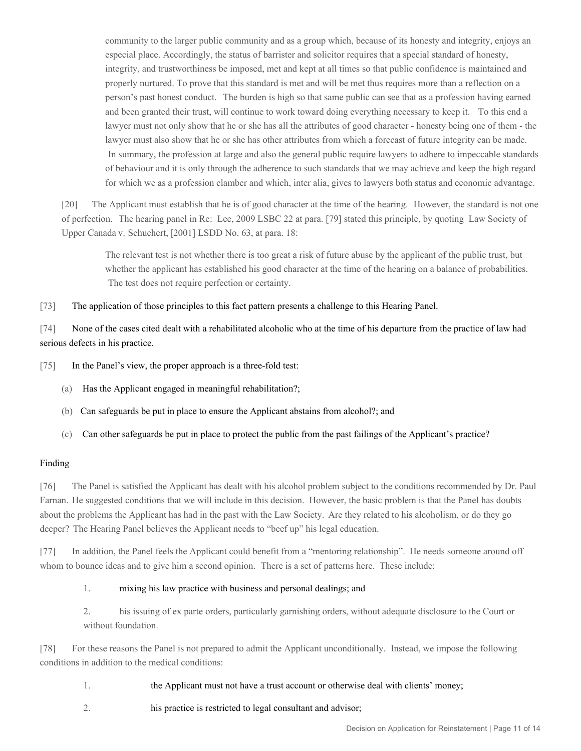> community to the larger public community and as a group which, because of its honesty and integrity, enjoys an especial place. Accordingly, the status of barrister and solicitor requires that a special standard of honesty, integrity, and trustworthiness be imposed, met and kept at all times so that public confidence is maintained and properly nurtured. To prove that this standard is met and will be met thus requires more than a reflection on a person's past honest conduct. The burden is high so that same public can see that as a profession having earned and been granted their trust, will continue to work toward doing everything necessary to keep it. To this end a lawyer must not only show that he or she has all the attributes of good character - honesty being one of them - the lawyer must also show that he or she has other attributes from which a forecast of future integrity can be made. In summary, the profession at large and also the general public require lawyers to adhere to impeccable standards of behaviour and it is only through the adherence to such standards that we may achieve and keep the high regard for which we as a profession clamber and which, inter alia, gives to lawyers both status and economic advantage.

[20] The Applicant must establish that he is of good character at the time of the hearing. However, the standard is not one of perfection. The hearing panel in Re: Lee, 2009 LSBC 22 at para. [79] stated this principle, by quoting Law Society of Upper Canada v. Schuchert, [2001] LSDD No. 63, at para. 18:

> The relevant test is not whether there is too great a risk of future abuse by the applicant of the public trust, but whether the applicant has established his good character at the time of the hearing on a balance of probabilities. The test does not require perfection or certainty.

[73] The application of those principles to this fact pattern presents a challenge to this Hearing Panel.

[74] None of the cases cited dealt with a rehabilitated alcoholic who at the time of his departure from the practice of law had serious defects in his practice.

[75] In the Panel's view, the proper approach is a three-fold test:

(a) Has the Applicant engaged in meaningful rehabilitation?;

(b) Can safeguards be put in place to ensure the Applicant abstains from alcohol?; and

(c) Can other safeguards be put in place to protect the public from the past failings of the Applicant's practice?

## Finding

[76] The Panel is satisfied the Applicant has dealt with his alcohol problem subject to the conditions recommended by Dr. Paul Farnan. He suggested conditions that we will include in this decision. However, the basic problem is that the Panel has doubts about the problems the Applicant has had in the past with the Law Society. Are they related to his alcoholism, or do they go deeper? The Hearing Panel believes the Applicant needs to "beef up" his legal education.

[77] In addition, the Panel feels the Applicant could benefit from a "mentoring relationship". He needs someone around off whom to bounce ideas and to give him a second opinion. There is a set of patterns here. These include:

1. mixing his law practice with business and personal dealings; and

2. his issuing of ex parte orders, particularly garnishing orders, without adequate disclosure to the Court or without foundation.

[78] For these reasons the Panel is not prepared to admit the Applicant unconditionally. Instead, we impose the following conditions in addition to the medical conditions:

1. the Applicant must not have a trust account or otherwise deal with clients' money;

2. his practice is restricted to legal consultant and advisor;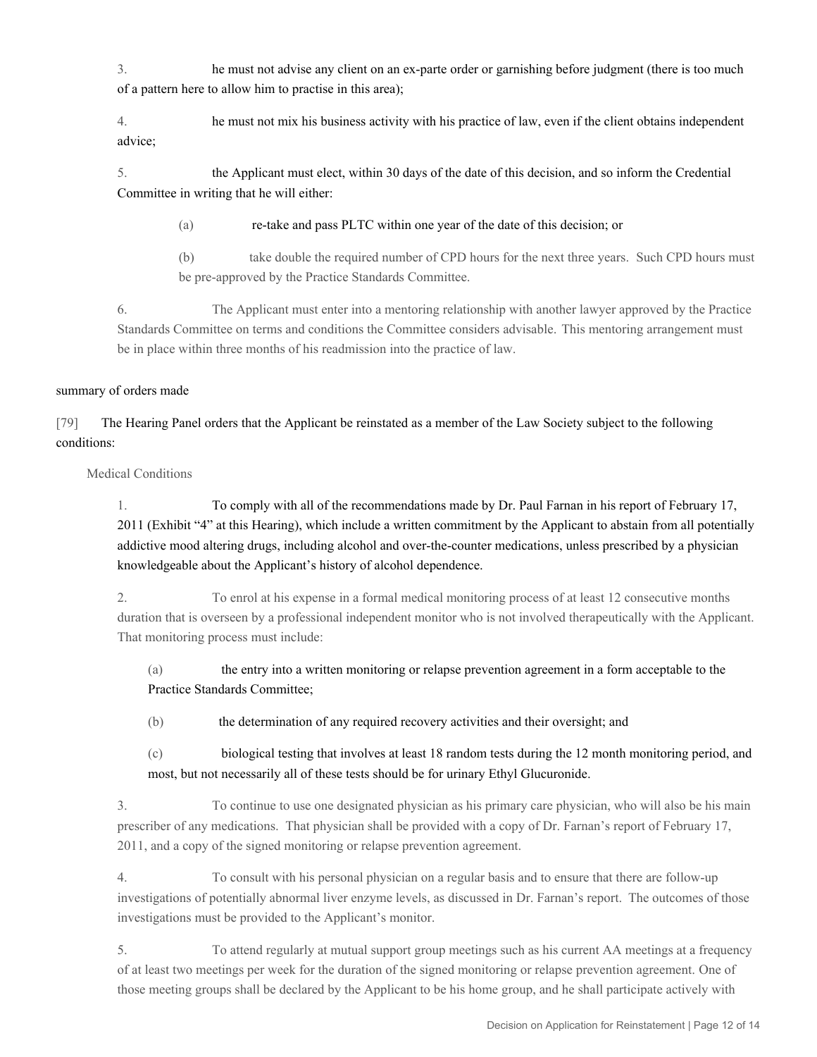3. he must not advise any client on an ex-parte order or garnishing before judgment (there is too much of a pattern here to allow him to practise in this area);

4. he must not mix his business activity with his practice of law, even if the client obtains independent advice;

5. the Applicant must elect, within 30 days of the date of this decision, and so inform the Credential Committee in writing that he will either:

   (a) re-take and pass PLTC within one year of the date of this decision; or

   (b) take double the required number of CPD hours for the next three years. Such CPD hours must be pre-approved by the Practice Standards Committee.

6. The Applicant must enter into a mentoring relationship with another lawyer approved by the Practice Standards Committee on terms and conditions the Committee considers advisable. This mentoring arrangement must be in place within three months of his readmission into the practice of law.

## summary of orders made

[79] The Hearing Panel orders that the Applicant be reinstated as a member of the Law Society subject to the following conditions:

### Medical Conditions

1. To comply with all of the recommendations made by Dr. Paul Farnan in his report of February 17, 2011 (Exhibit "4" at this Hearing), which include a written commitment by the Applicant to abstain from all potentially addictive mood altering drugs, including alcohol and over-the-counter medications, unless prescribed by a physician knowledgeable about the Applicant's history of alcohol dependence.

2. To enrol at his expense in a formal medical monitoring process of at least 12 consecutive months duration that is overseen by a professional independent monitor who is not involved therapeutically with the Applicant. That monitoring process must include:

   (a) the entry into a written monitoring or relapse prevention agreement in a form acceptable to the Practice Standards Committee;

   (b) the determination of any required recovery activities and their oversight; and

   (c) biological testing that involves at least 18 random tests during the 12 month monitoring period, and most, but not necessarily all of these tests should be for urinary Ethyl Glucuronide.

3. To continue to use one designated physician as his primary care physician, who will also be his main prescriber of any medications. That physician shall be provided with a copy of Dr. Farnan's report of February 17, 2011, and a copy of the signed monitoring or relapse prevention agreement.

4. To consult with his personal physician on a regular basis and to ensure that there are follow-up investigations of potentially abnormal liver enzyme levels, as discussed in Dr. Farnan's report. The outcomes of those investigations must be provided to the Applicant's monitor.

5. To attend regularly at mutual support group meetings such as his current AA meetings at a frequency of at least two meetings per week for the duration of the signed monitoring or relapse prevention agreement. One of those meeting groups shall be declared by the Applicant to be his home group, and he shall participate actively with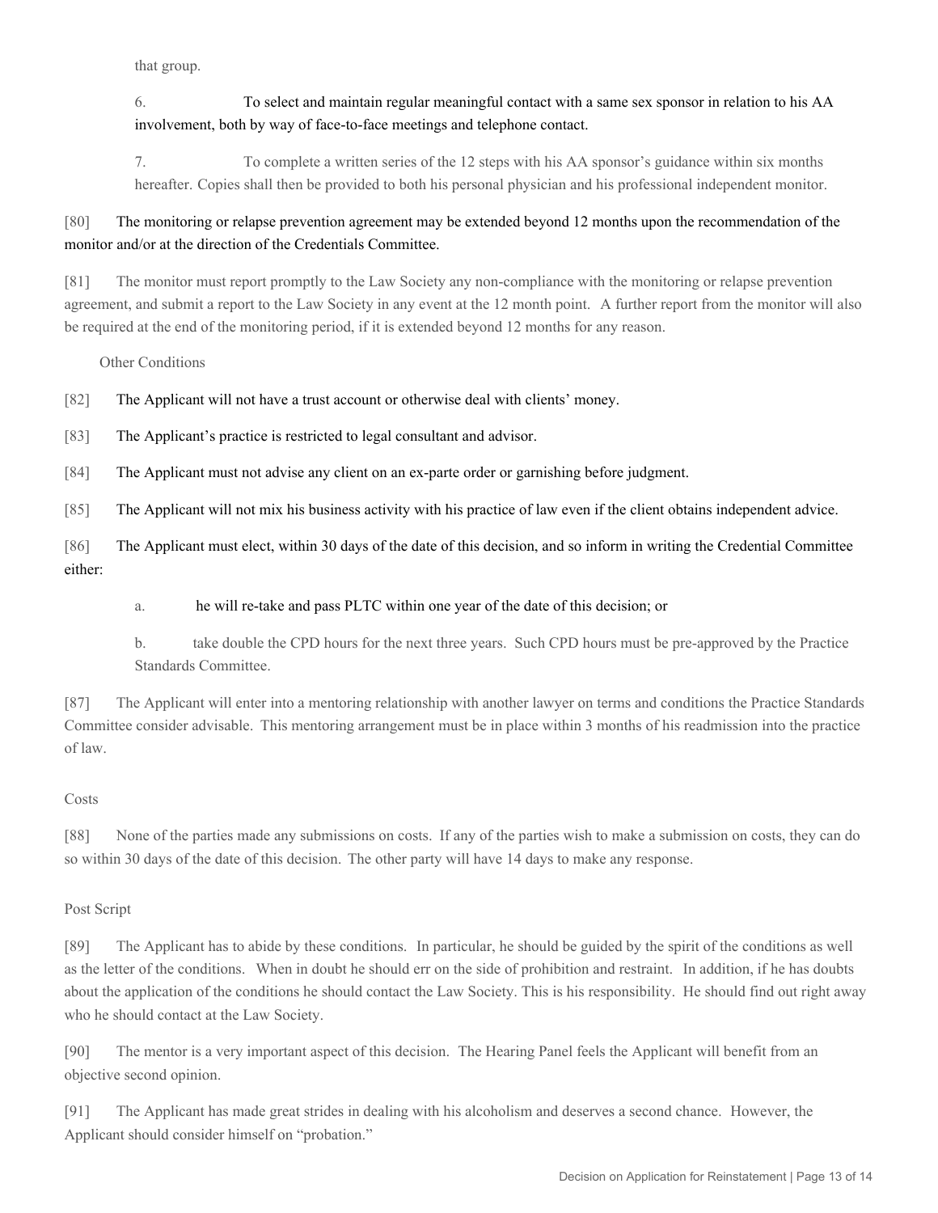that group.

6. To select and maintain regular meaningful contact with a same sex sponsor in relation to his AA involvement, both by way of face-to-face meetings and telephone contact.

7. To complete a written series of the 12 steps with his AA sponsor's guidance within six months hereafter. Copies shall then be provided to both his personal physician and his professional independent monitor.

[80] The monitoring or relapse prevention agreement may be extended beyond 12 months upon the recommendation of the monitor and/or at the direction of the Credentials Committee.

[81] The monitor must report promptly to the Law Society any non-compliance with the monitoring or relapse prevention agreement, and submit a report to the Law Society in any event at the 12 month point. A further report from the monitor will also be required at the end of the monitoring period, if it is extended beyond 12 months for any reason.

Other Conditions

[82] The Applicant will not have a trust account or otherwise deal with clients' money.

[83] The Applicant's practice is restricted to legal consultant and advisor.

[84] The Applicant must not advise any client on an ex-parte order or garnishing before judgment.

[85] The Applicant will not mix his business activity with his practice of law even if the client obtains independent advice.

[86] The Applicant must elect, within 30 days of the date of this decision, and so inform in writing the Credential Committee either:

a. he will re-take and pass PLTC within one year of the date of this decision; or

b. take double the CPD hours for the next three years. Such CPD hours must be pre-approved by the Practice Standards Committee.

[87] The Applicant will enter into a mentoring relationship with another lawyer on terms and conditions the Practice Standards Committee consider advisable. This mentoring arrangement must be in place within 3 months of his readmission into the practice of law.

## Costs

[88] None of the parties made any submissions on costs. If any of the parties wish to make a submission on costs, they can do so within 30 days of the date of this decision. The other party will have 14 days to make any response.

## Post Script

[89] The Applicant has to abide by these conditions. In particular, he should be guided by the spirit of the conditions as well as the letter of the conditions. When in doubt he should err on the side of prohibition and restraint. In addition, if he has doubts about the application of the conditions he should contact the Law Society. This is his responsibility. He should find out right away who he should contact at the Law Society.

[90] The mentor is a very important aspect of this decision. The Hearing Panel feels the Applicant will benefit from an objective second opinion.

[91] The Applicant has made great strides in dealing with his alcoholism and deserves a second chance. However, the Applicant should consider himself on "probation."